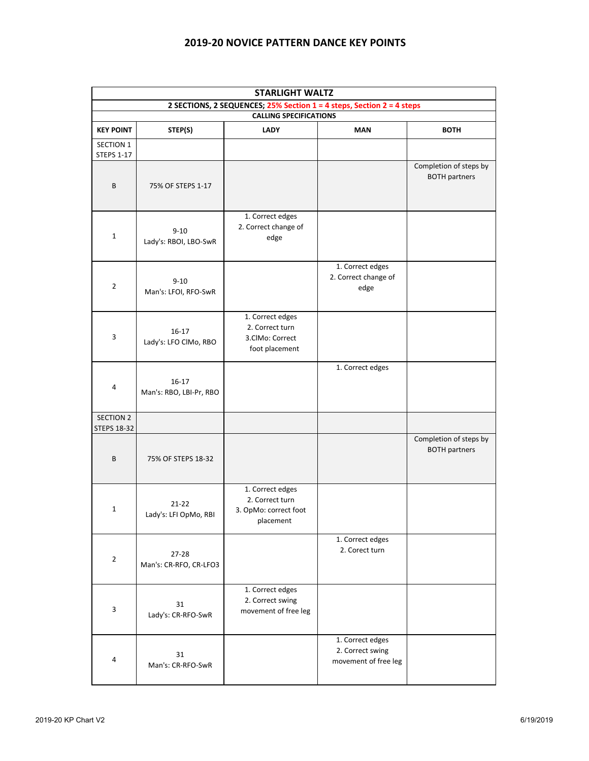# 2019-20 NOVICE PATTERN DANCE KEY POINTS

| STARLIGHT WALTZ | | | | |
|---|---|---|---|---|
| 2 SECTIONS, 2 SEQUENCES; 25% Section 1 = 4 steps, Section 2 = 4 steps | | | | |
| CALLING SPECIFICATIONS | | | | |
| **KEY POINT** | **STEP(S)** | **LADY** | **MAN** | **BOTH** |
| SECTION 1 STEPS 1-17 | | | | |
| B | 75% OF STEPS 1-17 | | | Completion of steps by BOTH partners |
| 1 | 9-10 Lady's: RBOI, LBO-SwR | 1. Correct edges 2. Correct change of edge | | |
| 2 | 9-10 Man's: LFOI, RFO-SwR | | 1. Correct edges 2. Correct change of edge | |
| 3 | 16-17 Lady's: LFO ClMo, RBO | 1. Correct edges 2. Correct turn 3.ClMo: Correct foot placement | | |
| 4 | 16-17 Man's: RBO, LBI-Pr, RBO | | 1. Correct edges | |
| SECTION 2 STEPS 18-32 | | | | |
| B | 75% OF STEPS 18-32 | | | Completion of steps by BOTH partners |
| 1 | 21-22 Lady's: LFI OpMo, RBI | 1. Correct edges 2. Correct turn 3. OpMo: correct foot placement | | |
| 2 | 27-28 Man's: CR-RFO, CR-LFO3 | | 1. Correct edges 2. Corect turn | |
| 3 | 31 Lady's: CR-RFO-SwR | 1. Correct edges 2. Correct swing movement of free leg | | |
| 4 | 31 Man's: CR-RFO-SwR | | 1. Correct edges 2. Correct swing movement of free leg | |

2019-20 KP Chart V2 6/19/2019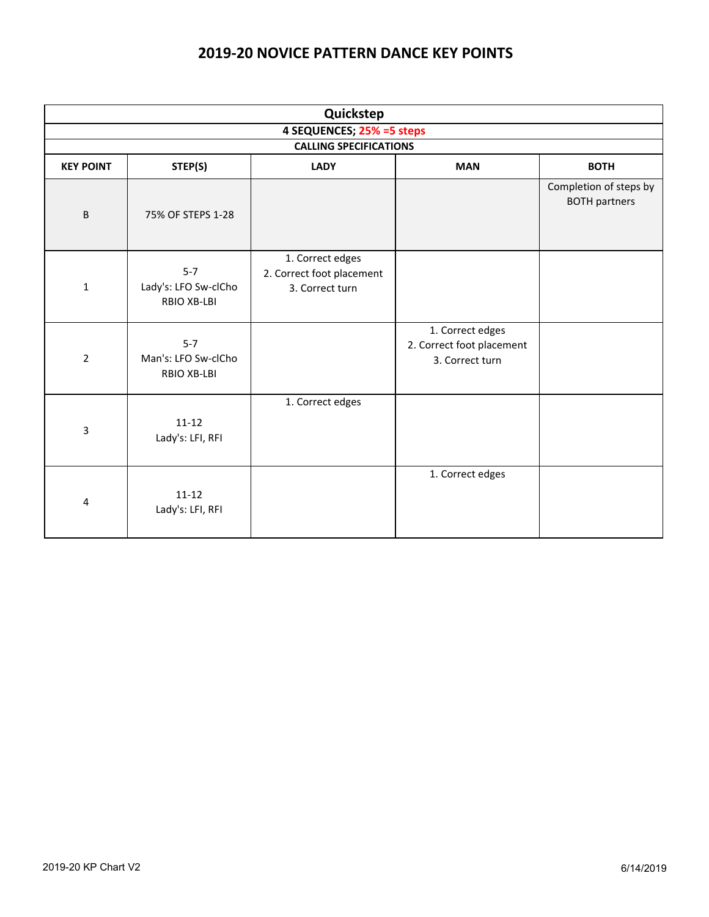# 2019-20 NOVICE PATTERN DANCE KEY POINTS

| Quickstep | | | | |
|---|---|---|---|---|
| 4 SEQUENCES; 25% =5 steps | | | | |
| CALLING SPECIFICATIONS | | | | |
| **KEY POINT** | **STEP(S)** | **LADY** | **MAN** | **BOTH** |
| B | 75% OF STEPS 1-28 | | | Completion of steps by BOTH partners |
| 1 | 5-7<br>Lady's: LFO Sw-clCho RBIO XB-LBI | 1. Correct edges<br>2. Correct foot placement<br>3. Correct turn | | |
| 2 | 5-7<br>Man's: LFO Sw-clCho RBIO XB-LBI | | 1. Correct edges<br>2. Correct foot placement<br>3. Correct turn | |
| 3 | 11-12<br>Lady's: LFI, RFI | 1. Correct edges | | |
| 4 | 11-12<br>Lady's: LFI, RFI | | 1. Correct edges | |

2019-20 KP Chart V2 6/14/2019